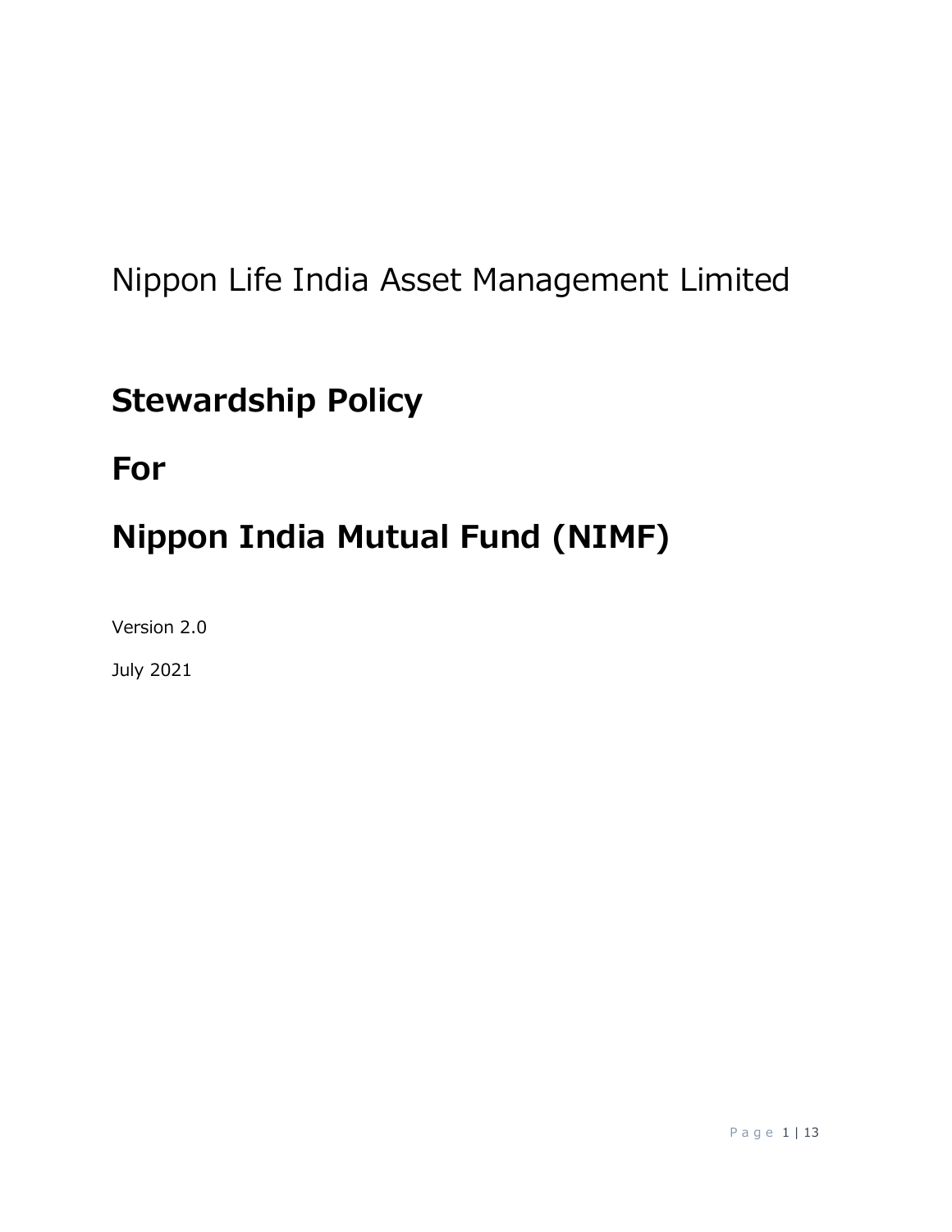Nippon Life India Asset Management Limited

# Stewardship Policy

# For

# Nippon India Mutual Fund (NIMF)

Version 2.0

July 2021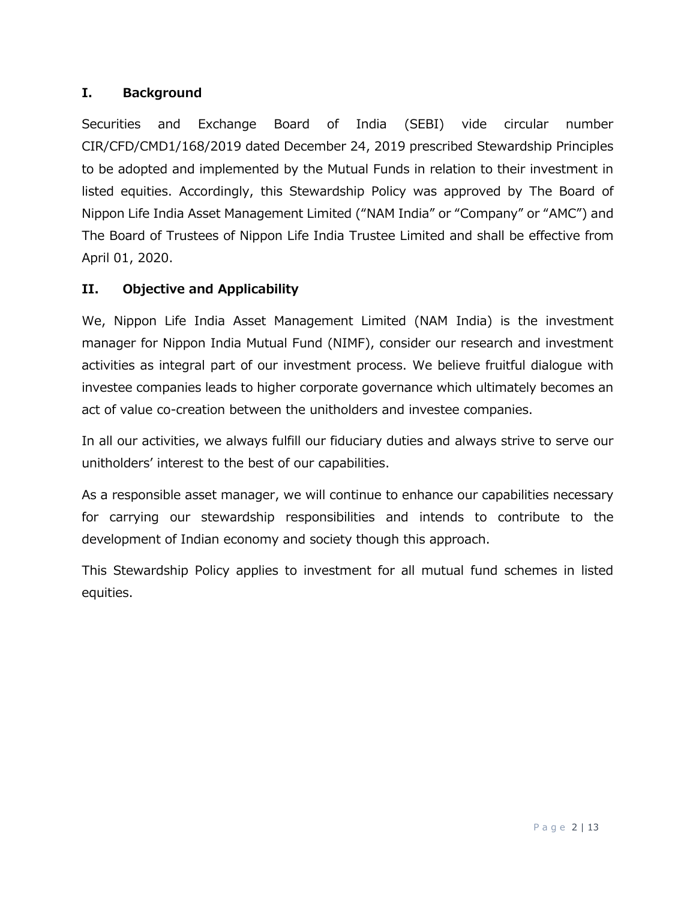## I. Background

Securities and Exchange Board of India (SEBI) vide circular number CIR/CFD/CMD1/168/2019 dated December 24, 2019 prescribed Stewardship Principles to be adopted and implemented by the Mutual Funds in relation to their investment in listed equities. Accordingly, this Stewardship Policy was approved by The Board of Nippon Life India Asset Management Limited ("NAM India" or "Company" or "AMC") and The Board of Trustees of Nippon Life India Trustee Limited and shall be effective from April 01, 2020.

## II. Objective and Applicability

We, Nippon Life India Asset Management Limited (NAM India) is the investment manager for Nippon India Mutual Fund (NIMF), consider our research and investment activities as integral part of our investment process. We believe fruitful dialogue with investee companies leads to higher corporate governance which ultimately becomes an act of value co-creation between the unitholders and investee companies.

In all our activities, we always fulfill our fiduciary duties and always strive to serve our unitholders' interest to the best of our capabilities.

As a responsible asset manager, we will continue to enhance our capabilities necessary for carrying our stewardship responsibilities and intends to contribute to the development of Indian economy and society though this approach.

This Stewardship Policy applies to investment for all mutual fund schemes in listed equities.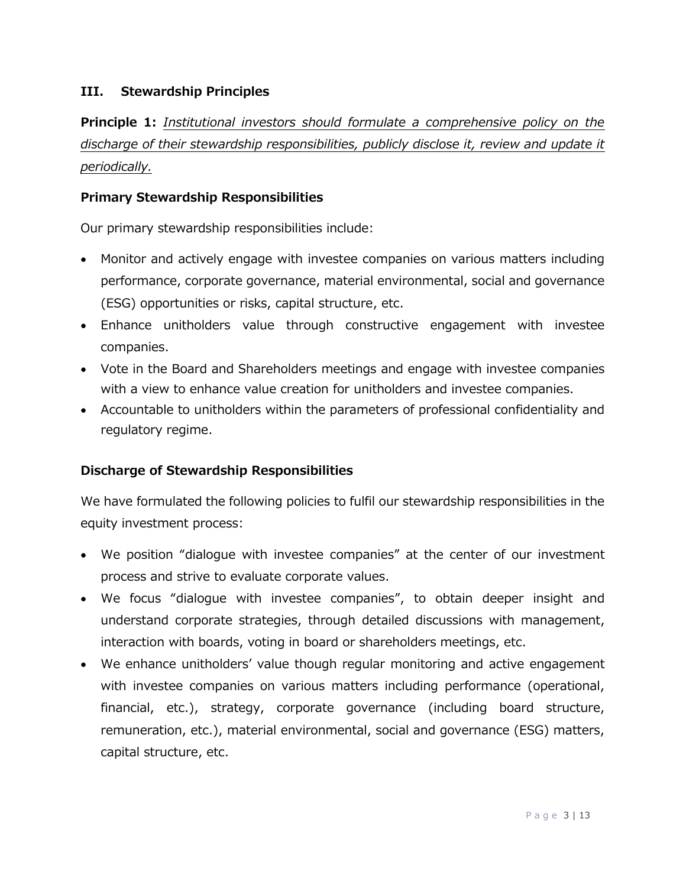## III. Stewardship Principles

**Principle 1:** *Institutional investors should formulate a comprehensive policy on the discharge of their stewardship responsibilities, publicly disclose it, review and update it periodically.*

### Primary Stewardship Responsibilities

Our primary stewardship responsibilities include:

- Monitor and actively engage with investee companies on various matters including performance, corporate governance, material environmental, social and governance (ESG) opportunities or risks, capital structure, etc.
- Enhance unitholders value through constructive engagement with investee companies.
- Vote in the Board and Shareholders meetings and engage with investee companies with a view to enhance value creation for unitholders and investee companies.
- Accountable to unitholders within the parameters of professional confidentiality and regulatory regime.

### Discharge of Stewardship Responsibilities

We have formulated the following policies to fulfil our stewardship responsibilities in the equity investment process:

- We position "dialogue with investee companies" at the center of our investment process and strive to evaluate corporate values.
- We focus "dialogue with investee companies", to obtain deeper insight and understand corporate strategies, through detailed discussions with management, interaction with boards, voting in board or shareholders meetings, etc.
- We enhance unitholders' value though regular monitoring and active engagement with investee companies on various matters including performance (operational, financial, etc.), strategy, corporate governance (including board structure, remuneration, etc.), material environmental, social and governance (ESG) matters, capital structure, etc.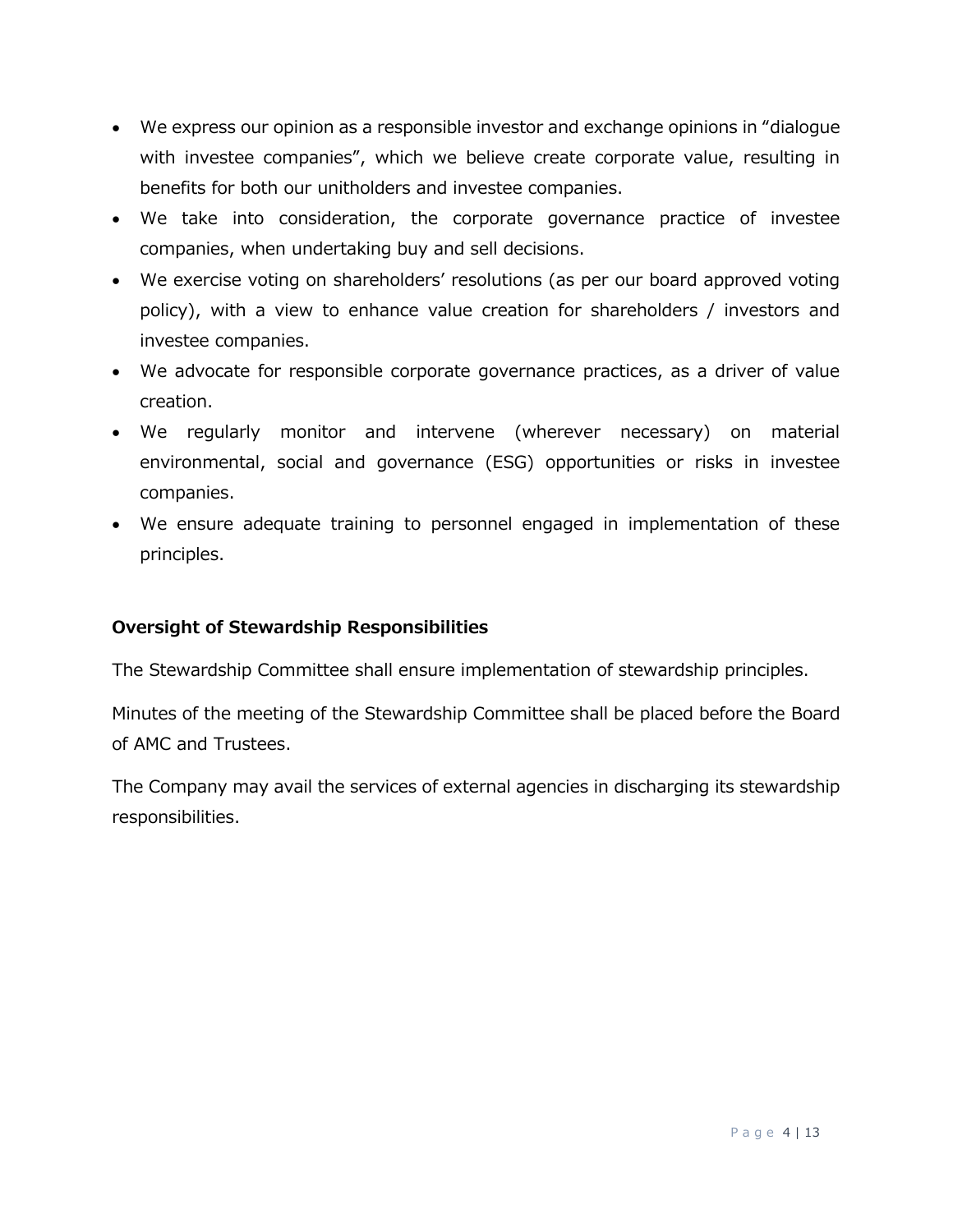- We express our opinion as a responsible investor and exchange opinions in "dialogue with investee companies", which we believe create corporate value, resulting in benefits for both our unitholders and investee companies.
- We take into consideration, the corporate governance practice of investee companies, when undertaking buy and sell decisions.
- We exercise voting on shareholders' resolutions (as per our board approved voting policy), with a view to enhance value creation for shareholders / investors and investee companies.
- We advocate for responsible corporate governance practices, as a driver of value creation.
- We regularly monitor and intervene (wherever necessary) on material environmental, social and governance (ESG) opportunities or risks in investee companies.
- We ensure adequate training to personnel engaged in implementation of these principles.

**Oversight of Stewardship Responsibilities**

The Stewardship Committee shall ensure implementation of stewardship principles.

Minutes of the meeting of the Stewardship Committee shall be placed before the Board of AMC and Trustees.

The Company may avail the services of external agencies in discharging its stewardship responsibilities.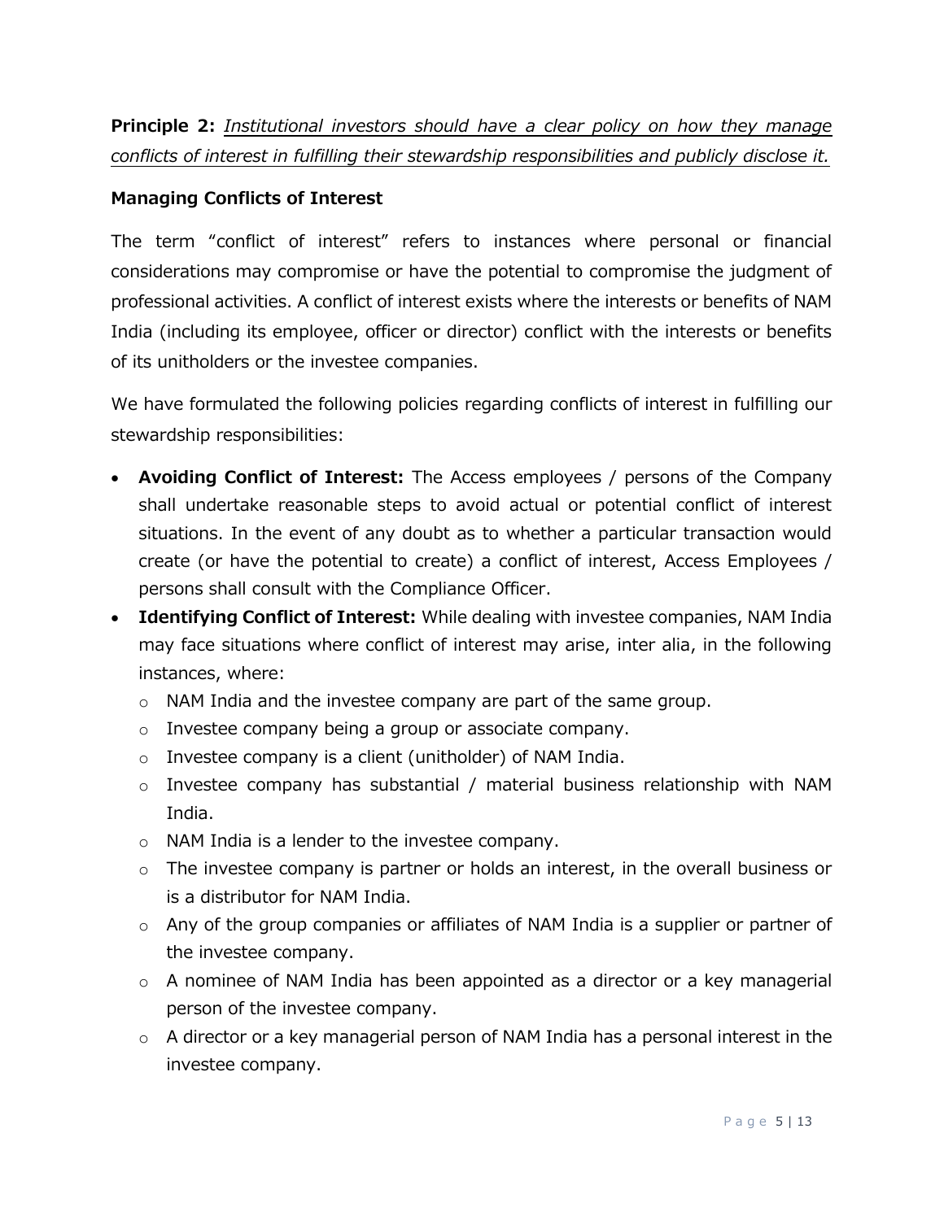**Principle 2:** *Institutional investors should have a clear policy on how they manage conflicts of interest in fulfilling their stewardship responsibilities and publicly disclose it.*

### Managing Conflicts of Interest

The term "conflict of interest" refers to instances where personal or financial considerations may compromise or have the potential to compromise the judgment of professional activities. A conflict of interest exists where the interests or benefits of NAM India (including its employee, officer or director) conflict with the interests or benefits of its unitholders or the investee companies.

We have formulated the following policies regarding conflicts of interest in fulfilling our stewardship responsibilities:

- **Avoiding Conflict of Interest:** The Access employees / persons of the Company shall undertake reasonable steps to avoid actual or potential conflict of interest situations. In the event of any doubt as to whether a particular transaction would create (or have the potential to create) a conflict of interest, Access Employees / persons shall consult with the Compliance Officer.
- **Identifying Conflict of Interest:** While dealing with investee companies, NAM India may face situations where conflict of interest may arise, inter alia, in the following instances, where:
  - NAM India and the investee company are part of the same group.
  - Investee company being a group or associate company.
  - Investee company is a client (unitholder) of NAM India.
  - Investee company has substantial / material business relationship with NAM India.
  - NAM India is a lender to the investee company.
  - The investee company is partner or holds an interest, in the overall business or is a distributor for NAM India.
  - Any of the group companies or affiliates of NAM India is a supplier or partner of the investee company.
  - A nominee of NAM India has been appointed as a director or a key managerial person of the investee company.
  - A director or a key managerial person of NAM India has a personal interest in the investee company.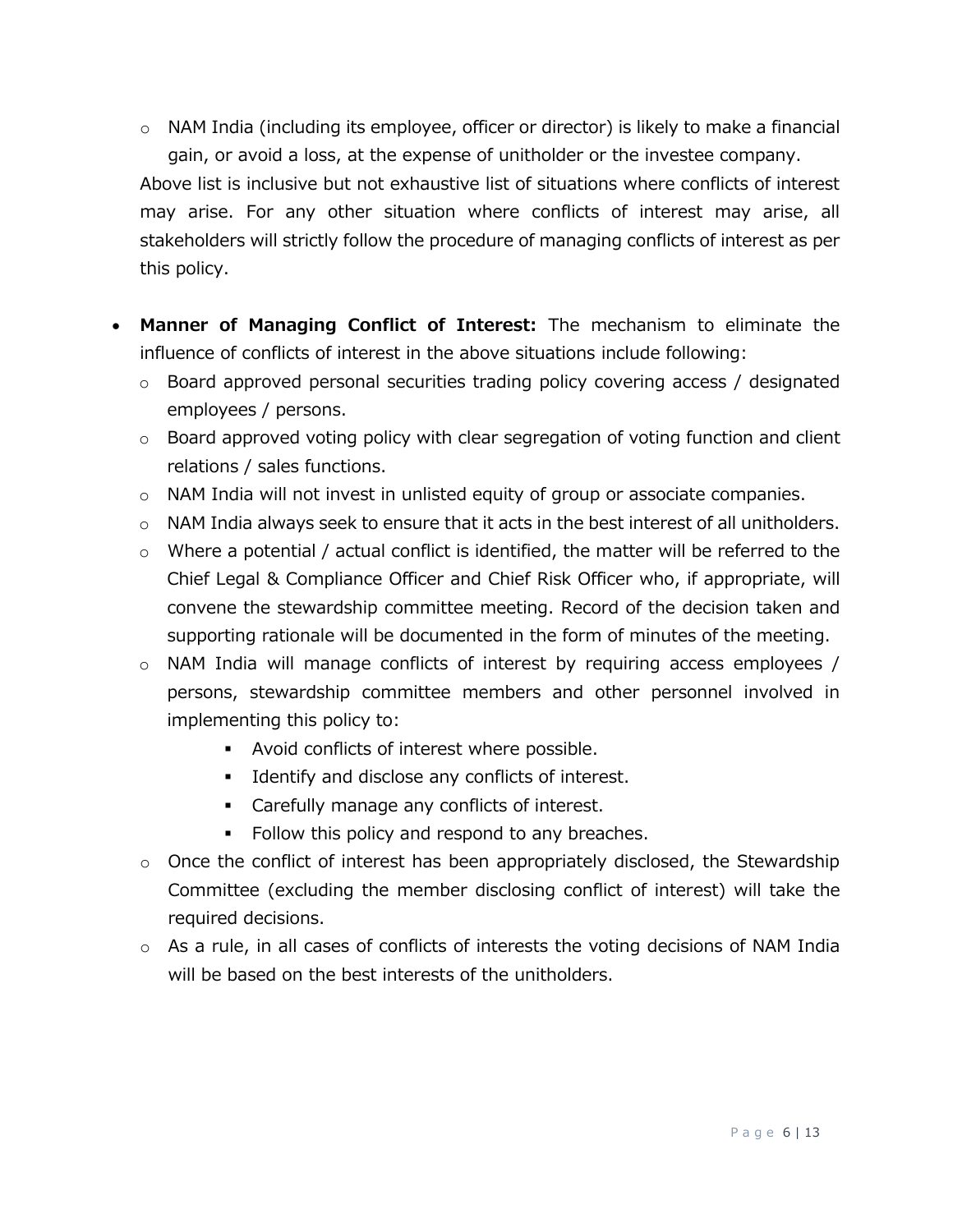- NAM India (including its employee, officer or director) is likely to make a financial gain, or avoid a loss, at the expense of unitholder or the investee company.

  Above list is inclusive but not exhaustive list of situations where conflicts of interest may arise. For any other situation where conflicts of interest may arise, all stakeholders will strictly follow the procedure of managing conflicts of interest as per this policy.

- **Manner of Managing Conflict of Interest:** The mechanism to eliminate the influence of conflicts of interest in the above situations include following:
  - Board approved personal securities trading policy covering access / designated employees / persons.
  - Board approved voting policy with clear segregation of voting function and client relations / sales functions.
  - NAM India will not invest in unlisted equity of group or associate companies.
  - NAM India always seek to ensure that it acts in the best interest of all unitholders.
  - Where a potential / actual conflict is identified, the matter will be referred to the Chief Legal & Compliance Officer and Chief Risk Officer who, if appropriate, will convene the stewardship committee meeting. Record of the decision taken and supporting rationale will be documented in the form of minutes of the meeting.
  - NAM India will manage conflicts of interest by requiring access employees / persons, stewardship committee members and other personnel involved in implementing this policy to:
    - Avoid conflicts of interest where possible.
    - Identify and disclose any conflicts of interest.
    - Carefully manage any conflicts of interest.
    - Follow this policy and respond to any breaches.
  - Once the conflict of interest has been appropriately disclosed, the Stewardship Committee (excluding the member disclosing conflict of interest) will take the required decisions.
  - As a rule, in all cases of conflicts of interests the voting decisions of NAM India will be based on the best interests of the unitholders.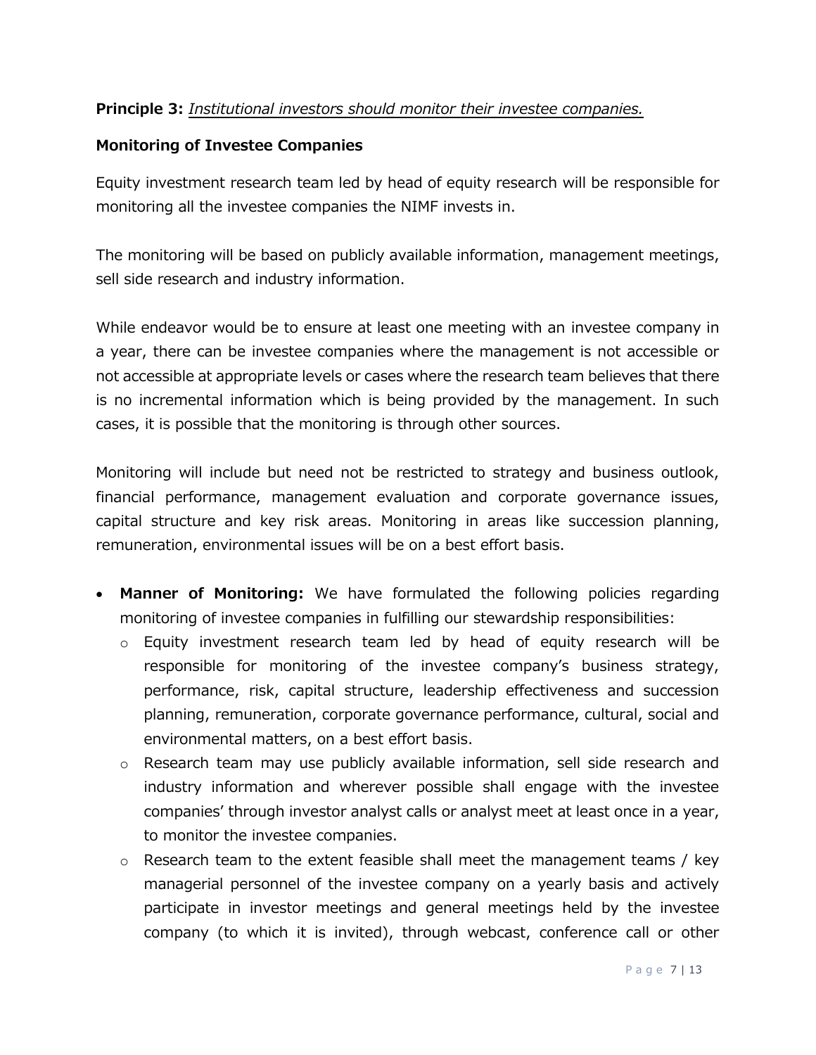**Principle 3:** *Institutional investors should monitor their investee companies.*

**Monitoring of Investee Companies**

Equity investment research team led by head of equity research will be responsible for monitoring all the investee companies the NIMF invests in.

The monitoring will be based on publicly available information, management meetings, sell side research and industry information.

While endeavor would be to ensure at least one meeting with an investee company in a year, there can be investee companies where the management is not accessible or not accessible at appropriate levels or cases where the research team believes that there is no incremental information which is being provided by the management. In such cases, it is possible that the monitoring is through other sources.

Monitoring will include but need not be restricted to strategy and business outlook, financial performance, management evaluation and corporate governance issues, capital structure and key risk areas. Monitoring in areas like succession planning, remuneration, environmental issues will be on a best effort basis.

- **Manner of Monitoring:** We have formulated the following policies regarding monitoring of investee companies in fulfilling our stewardship responsibilities:
  - Equity investment research team led by head of equity research will be responsible for monitoring of the investee company's business strategy, performance, risk, capital structure, leadership effectiveness and succession planning, remuneration, corporate governance performance, cultural, social and environmental matters, on a best effort basis.
  - Research team may use publicly available information, sell side research and industry information and wherever possible shall engage with the investee companies' through investor analyst calls or analyst meet at least once in a year, to monitor the investee companies.
  - Research team to the extent feasible shall meet the management teams / key managerial personnel of the investee company on a yearly basis and actively participate in investor meetings and general meetings held by the investee company (to which it is invited), through webcast, conference call or other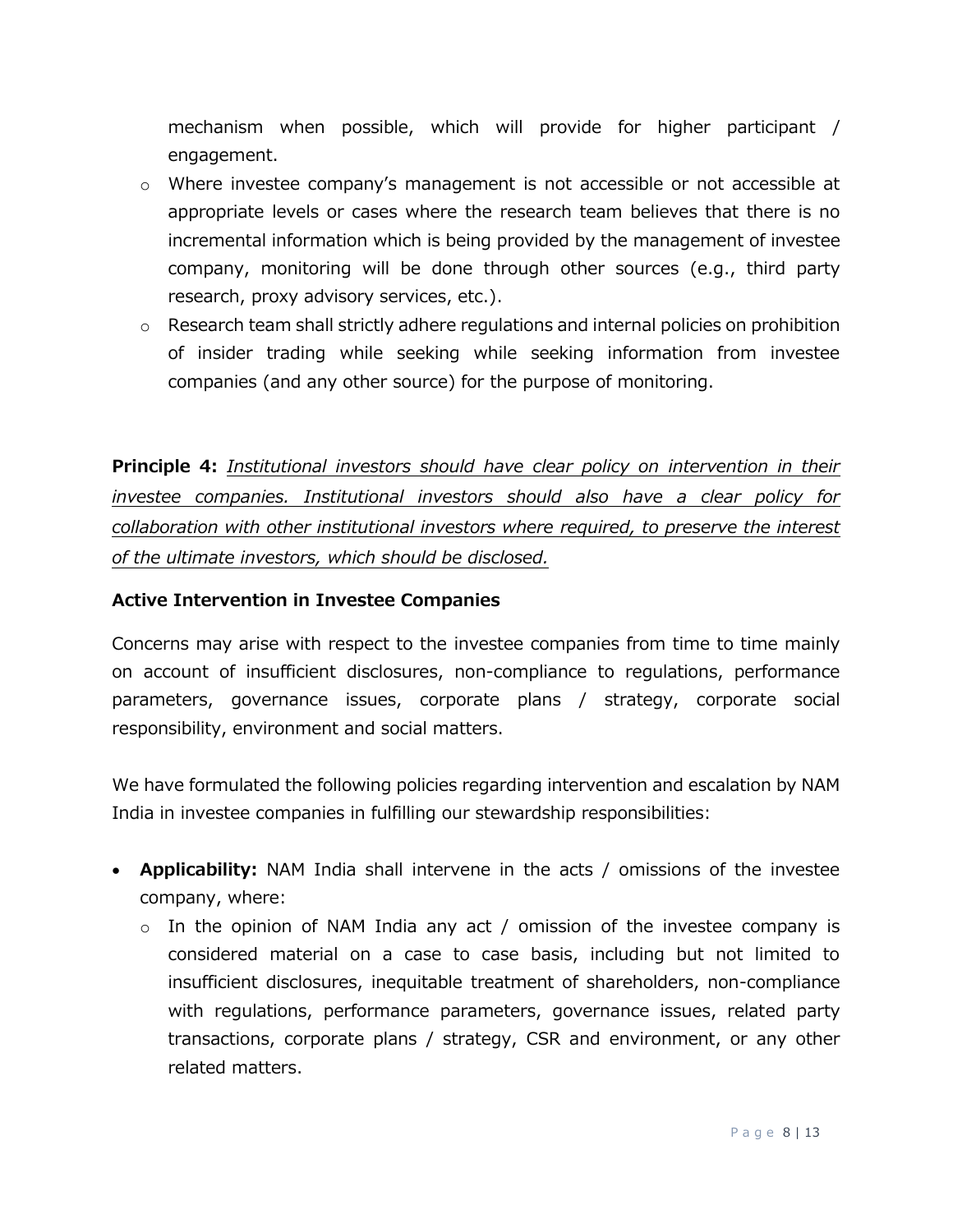mechanism when possible, which will provide for higher participant / engagement.

- Where investee company's management is not accessible or not accessible at appropriate levels or cases where the research team believes that there is no incremental information which is being provided by the management of investee company, monitoring will be done through other sources (e.g., third party research, proxy advisory services, etc.).
- Research team shall strictly adhere regulations and internal policies on prohibition of insider trading while seeking while seeking information from investee companies (and any other source) for the purpose of monitoring.

**Principle 4:** *Institutional investors should have clear policy on intervention in their investee companies. Institutional investors should also have a clear policy for collaboration with other institutional investors where required, to preserve the interest of the ultimate investors, which should be disclosed.*

**Active Intervention in Investee Companies**

Concerns may arise with respect to the investee companies from time to time mainly on account of insufficient disclosures, non-compliance to regulations, performance parameters, governance issues, corporate plans / strategy, corporate social responsibility, environment and social matters.

We have formulated the following policies regarding intervention and escalation by NAM India in investee companies in fulfilling our stewardship responsibilities:

- **Applicability:** NAM India shall intervene in the acts / omissions of the investee company, where:
  - In the opinion of NAM India any act / omission of the investee company is considered material on a case to case basis, including but not limited to insufficient disclosures, inequitable treatment of shareholders, non-compliance with regulations, performance parameters, governance issues, related party transactions, corporate plans / strategy, CSR and environment, or any other related matters.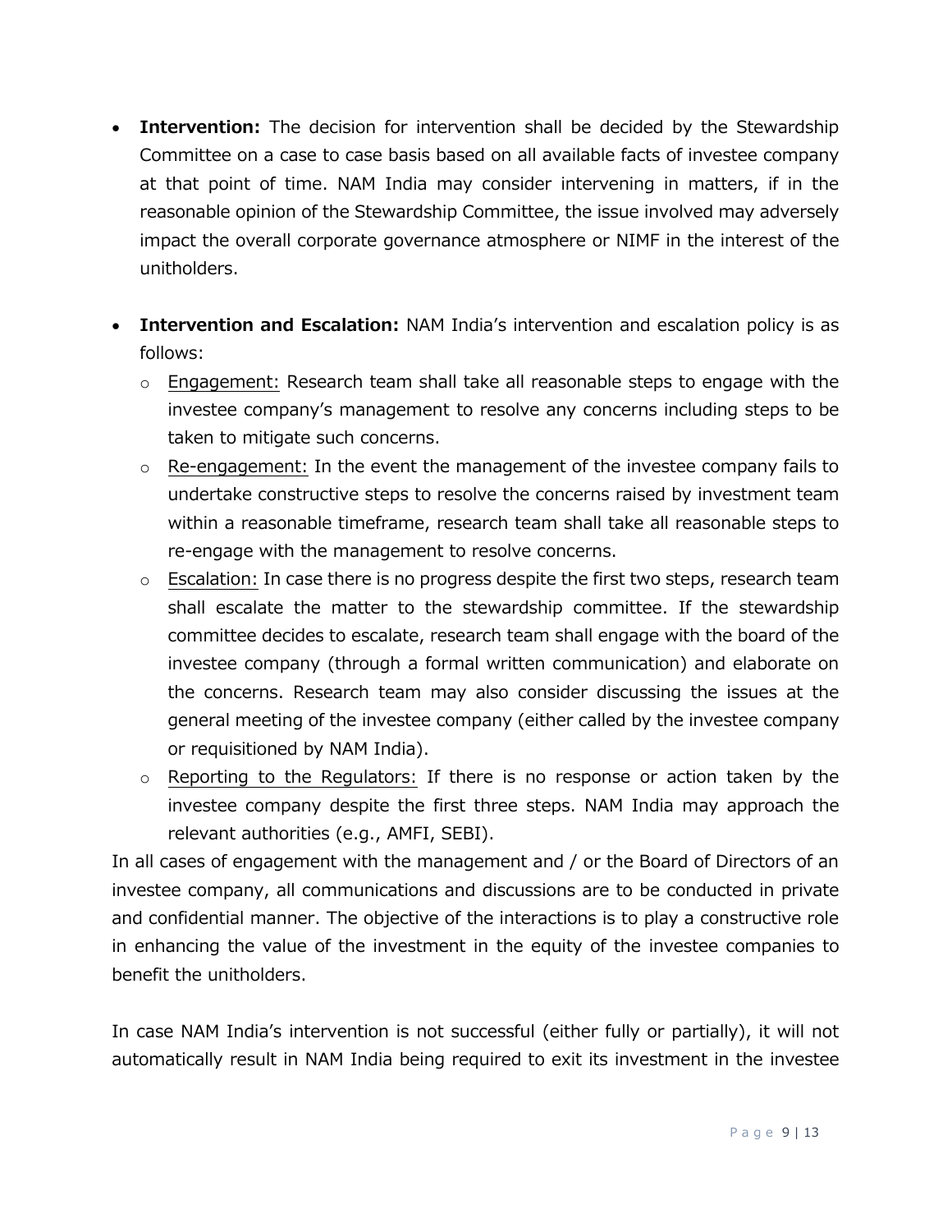- **Intervention:** The decision for intervention shall be decided by the Stewardship Committee on a case to case basis based on all available facts of investee company at that point of time. NAM India may consider intervening in matters, if in the reasonable opinion of the Stewardship Committee, the issue involved may adversely impact the overall corporate governance atmosphere or NIMF in the interest of the unitholders.

- **Intervention and Escalation:** NAM India's intervention and escalation policy is as follows:
  - <u>Engagement:</u> Research team shall take all reasonable steps to engage with the investee company's management to resolve any concerns including steps to be taken to mitigate such concerns.
  - <u>Re-engagement:</u> In the event the management of the investee company fails to undertake constructive steps to resolve the concerns raised by investment team within a reasonable timeframe, research team shall take all reasonable steps to re-engage with the management to resolve concerns.
  - <u>Escalation:</u> In case there is no progress despite the first two steps, research team shall escalate the matter to the stewardship committee. If the stewardship committee decides to escalate, research team shall engage with the board of the investee company (through a formal written communication) and elaborate on the concerns. Research team may also consider discussing the issues at the general meeting of the investee company (either called by the investee company or requisitioned by NAM India).
  - <u>Reporting to the Regulators:</u> If there is no response or action taken by the investee company despite the first three steps. NAM India may approach the relevant authorities (e.g., AMFI, SEBI).

In all cases of engagement with the management and / or the Board of Directors of an investee company, all communications and discussions are to be conducted in private and confidential manner. The objective of the interactions is to play a constructive role in enhancing the value of the investment in the equity of the investee companies to benefit the unitholders.

In case NAM India's intervention is not successful (either fully or partially), it will not automatically result in NAM India being required to exit its investment in the investee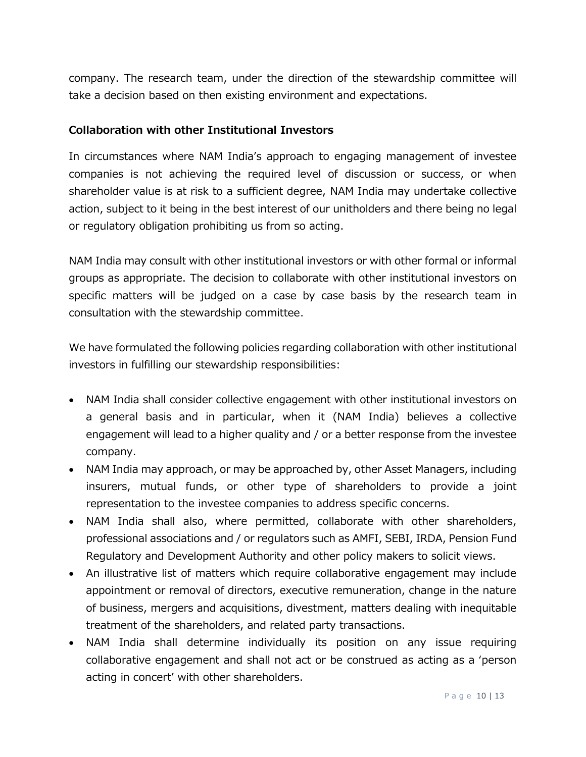company. The research team, under the direction of the stewardship committee will take a decision based on then existing environment and expectations.

**Collaboration with other Institutional Investors**

In circumstances where NAM India's approach to engaging management of investee companies is not achieving the required level of discussion or success, or when shareholder value is at risk to a sufficient degree, NAM India may undertake collective action, subject to it being in the best interest of our unitholders and there being no legal or regulatory obligation prohibiting us from so acting.

NAM India may consult with other institutional investors or with other formal or informal groups as appropriate. The decision to collaborate with other institutional investors on specific matters will be judged on a case by case basis by the research team in consultation with the stewardship committee.

We have formulated the following policies regarding collaboration with other institutional investors in fulfilling our stewardship responsibilities:

- NAM India shall consider collective engagement with other institutional investors on a general basis and in particular, when it (NAM India) believes a collective engagement will lead to a higher quality and / or a better response from the investee company.
- NAM India may approach, or may be approached by, other Asset Managers, including insurers, mutual funds, or other type of shareholders to provide a joint representation to the investee companies to address specific concerns.
- NAM India shall also, where permitted, collaborate with other shareholders, professional associations and / or regulators such as AMFI, SEBI, IRDA, Pension Fund Regulatory and Development Authority and other policy makers to solicit views.
- An illustrative list of matters which require collaborative engagement may include appointment or removal of directors, executive remuneration, change in the nature of business, mergers and acquisitions, divestment, matters dealing with inequitable treatment of the shareholders, and related party transactions.
- NAM India shall determine individually its position on any issue requiring collaborative engagement and shall not act or be construed as acting as a 'person acting in concert' with other shareholders.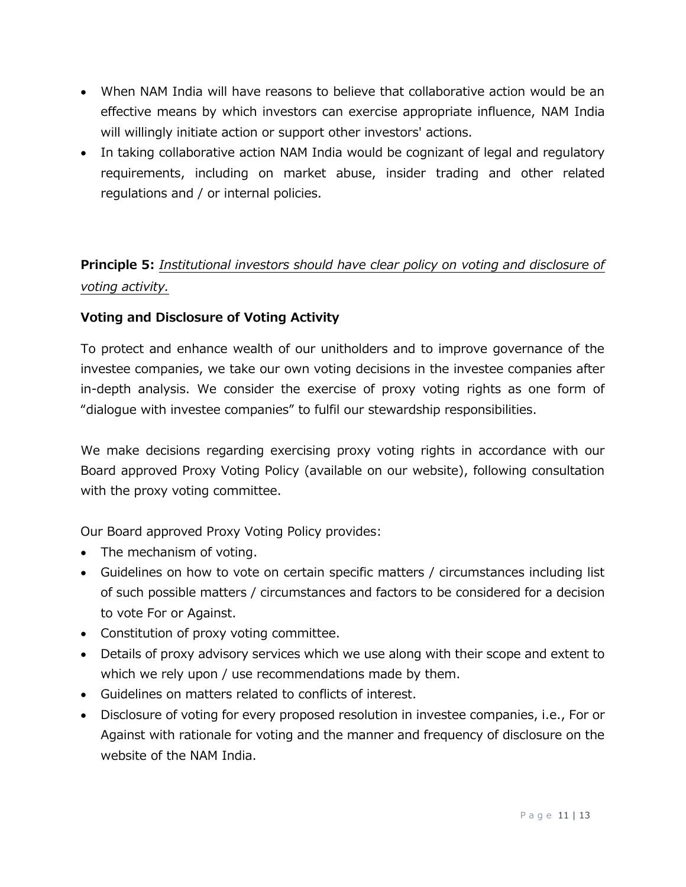- When NAM India will have reasons to believe that collaborative action would be an effective means by which investors can exercise appropriate influence, NAM India will willingly initiate action or support other investors' actions.
- In taking collaborative action NAM India would be cognizant of legal and regulatory requirements, including on market abuse, insider trading and other related regulations and / or internal policies.

**Principle 5:** *Institutional investors should have clear policy on voting and disclosure of voting activity.*

**Voting and Disclosure of Voting Activity**

To protect and enhance wealth of our unitholders and to improve governance of the investee companies, we take our own voting decisions in the investee companies after in-depth analysis. We consider the exercise of proxy voting rights as one form of "dialogue with investee companies" to fulfil our stewardship responsibilities.

We make decisions regarding exercising proxy voting rights in accordance with our Board approved Proxy Voting Policy (available on our website), following consultation with the proxy voting committee.

Our Board approved Proxy Voting Policy provides:

- The mechanism of voting.
- Guidelines on how to vote on certain specific matters / circumstances including list of such possible matters / circumstances and factors to be considered for a decision to vote For or Against.
- Constitution of proxy voting committee.
- Details of proxy advisory services which we use along with their scope and extent to which we rely upon / use recommendations made by them.
- Guidelines on matters related to conflicts of interest.
- Disclosure of voting for every proposed resolution in investee companies, i.e., For or Against with rationale for voting and the manner and frequency of disclosure on the website of the NAM India.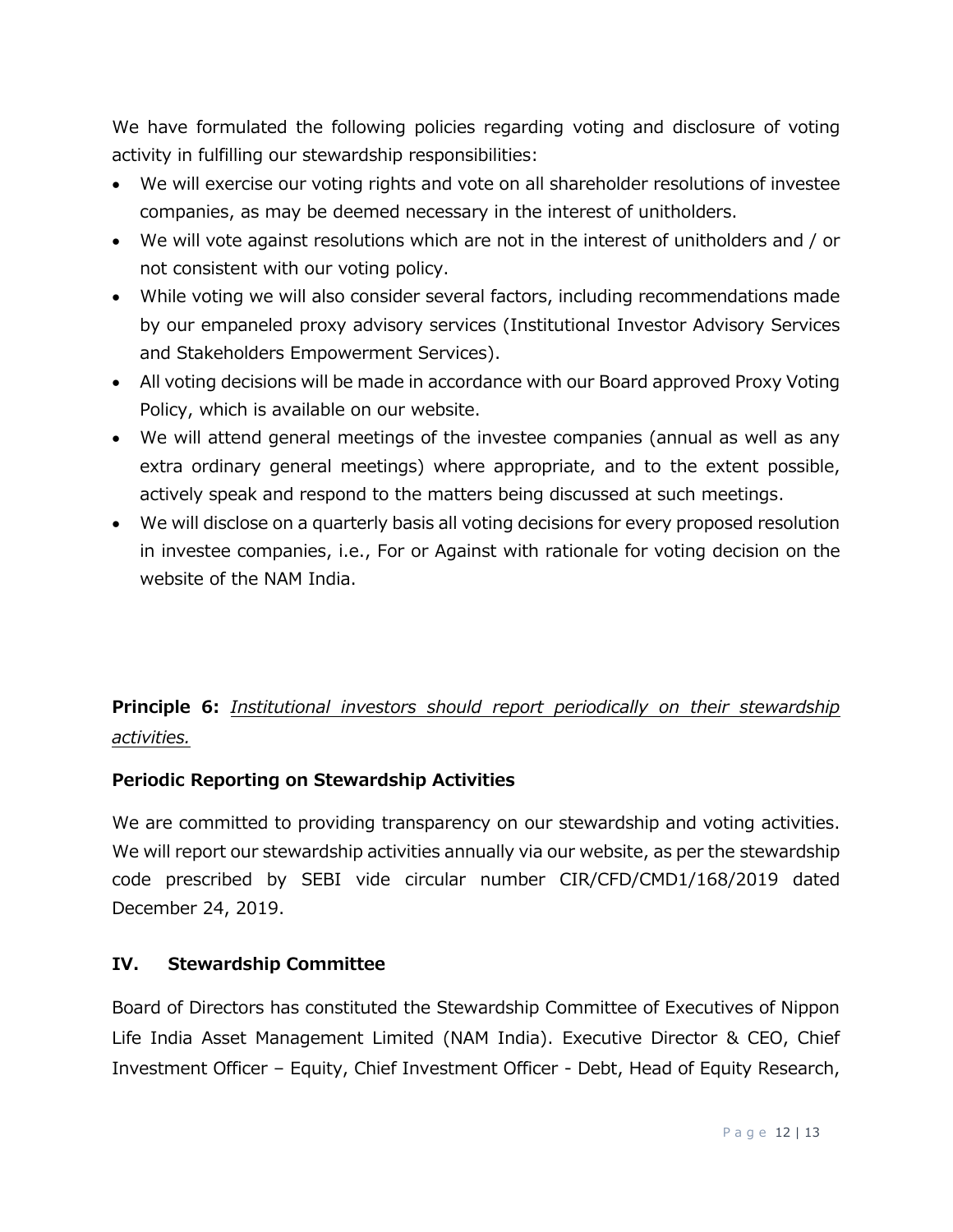We have formulated the following policies regarding voting and disclosure of voting activity in fulfilling our stewardship responsibilities:

- We will exercise our voting rights and vote on all shareholder resolutions of investee companies, as may be deemed necessary in the interest of unitholders.
- We will vote against resolutions which are not in the interest of unitholders and / or not consistent with our voting policy.
- While voting we will also consider several factors, including recommendations made by our empaneled proxy advisory services (Institutional Investor Advisory Services and Stakeholders Empowerment Services).
- All voting decisions will be made in accordance with our Board approved Proxy Voting Policy, which is available on our website.
- We will attend general meetings of the investee companies (annual as well as any extra ordinary general meetings) where appropriate, and to the extent possible, actively speak and respond to the matters being discussed at such meetings.
- We will disclose on a quarterly basis all voting decisions for every proposed resolution in investee companies, i.e., For or Against with rationale for voting decision on the website of the NAM India.

**Principle 6:** *Institutional investors should report periodically on their stewardship activities.*

**Periodic Reporting on Stewardship Activities**

We are committed to providing transparency on our stewardship and voting activities. We will report our stewardship activities annually via our website, as per the stewardship code prescribed by SEBI vide circular number CIR/CFD/CMD1/168/2019 dated December 24, 2019.

## IV. Stewardship Committee

Board of Directors has constituted the Stewardship Committee of Executives of Nippon Life India Asset Management Limited (NAM India). Executive Director & CEO, Chief Investment Officer – Equity, Chief Investment Officer - Debt, Head of Equity Research,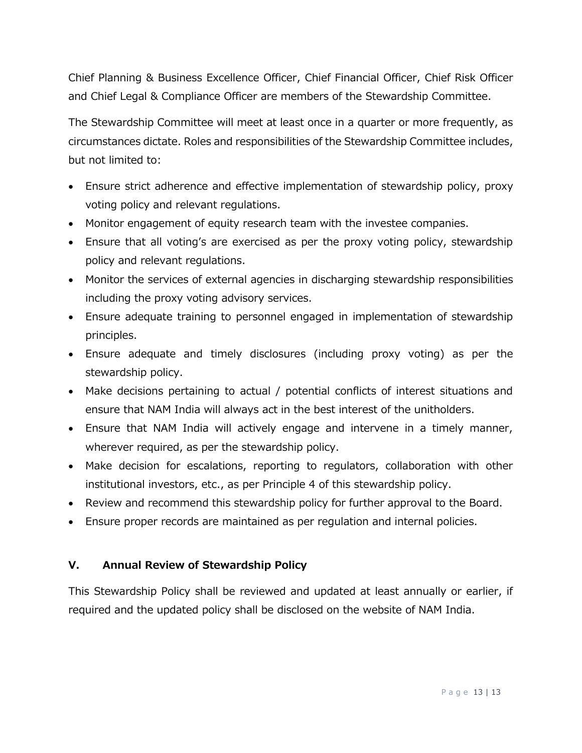Chief Planning & Business Excellence Officer, Chief Financial Officer, Chief Risk Officer and Chief Legal & Compliance Officer are members of the Stewardship Committee.

The Stewardship Committee will meet at least once in a quarter or more frequently, as circumstances dictate. Roles and responsibilities of the Stewardship Committee includes, but not limited to:

- Ensure strict adherence and effective implementation of stewardship policy, proxy voting policy and relevant regulations.
- Monitor engagement of equity research team with the investee companies.
- Ensure that all voting's are exercised as per the proxy voting policy, stewardship policy and relevant regulations.
- Monitor the services of external agencies in discharging stewardship responsibilities including the proxy voting advisory services.
- Ensure adequate training to personnel engaged in implementation of stewardship principles.
- Ensure adequate and timely disclosures (including proxy voting) as per the stewardship policy.
- Make decisions pertaining to actual / potential conflicts of interest situations and ensure that NAM India will always act in the best interest of the unitholders.
- Ensure that NAM India will actively engage and intervene in a timely manner, wherever required, as per the stewardship policy.
- Make decision for escalations, reporting to regulators, collaboration with other institutional investors, etc., as per Principle 4 of this stewardship policy.
- Review and recommend this stewardship policy for further approval to the Board.
- Ensure proper records are maintained as per regulation and internal policies.

## V. Annual Review of Stewardship Policy

This Stewardship Policy shall be reviewed and updated at least annually or earlier, if required and the updated policy shall be disclosed on the website of NAM India.